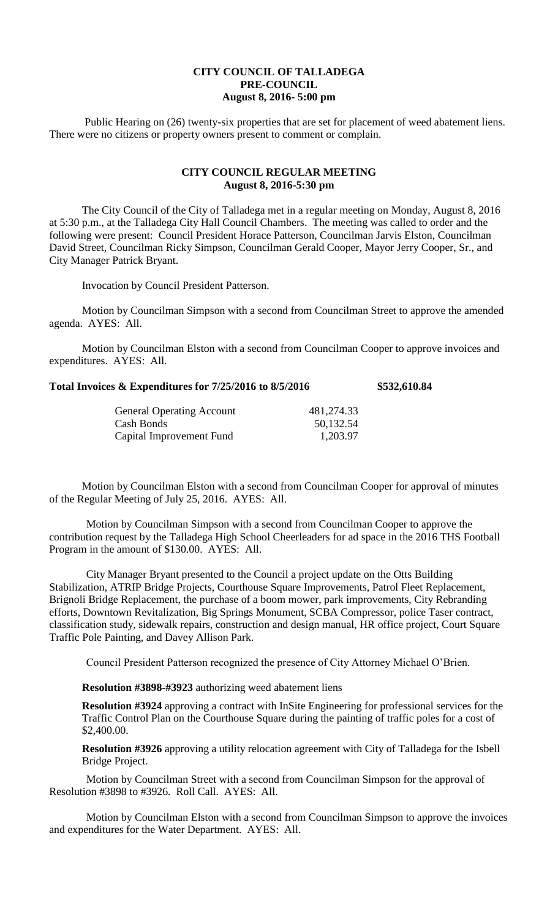**CITY COUNCIL OF TALLADEGA**
**PRE-COUNCIL**
**August 8, 2016- 5:00 pm**

Public Hearing on (26) twenty-six properties that are set for placement of weed abatement liens. There were no citizens or property owners present to comment or complain.

**CITY COUNCIL REGULAR MEETING**
**August 8, 2016-5:30 pm**

The City Council of the City of Talladega met in a regular meeting on Monday, August 8, 2016 at 5:30 p.m., at the Talladega City Hall Council Chambers. The meeting was called to order and the following were present: Council President Horace Patterson, Councilman Jarvis Elston, Councilman David Street, Councilman Ricky Simpson, Councilman Gerald Cooper, Mayor Jerry Cooper, Sr., and City Manager Patrick Bryant.

Invocation by Council President Patterson.

Motion by Councilman Simpson with a second from Councilman Street to approve the amended agenda. AYES: All.

Motion by Councilman Elston with a second from Councilman Cooper to approve invoices and expenditures. AYES: All.

**Total Invoices & Expenditures for 7/25/2016 to 8/5/2016 $532,610.84**

| | |
|---|---|
| General Operating Account | 481,274.33 |
| Cash Bonds | 50,132.54 |
| Capital Improvement Fund | 1,203.97 |

Motion by Councilman Elston with a second from Councilman Cooper for approval of minutes of the Regular Meeting of July 25, 2016. AYES: All.

Motion by Councilman Simpson with a second from Councilman Cooper to approve the contribution request by the Talladega High School Cheerleaders for ad space in the 2016 THS Football Program in the amount of $130.00. AYES: All.

City Manager Bryant presented to the Council a project update on the Otts Building Stabilization, ATRIP Bridge Projects, Courthouse Square Improvements, Patrol Fleet Replacement, Brignoli Bridge Replacement, the purchase of a boom mower, park improvements, City Rebranding efforts, Downtown Revitalization, Big Springs Monument, SCBA Compressor, police Taser contract, classification study, sidewalk repairs, construction and design manual, HR office project, Court Square Traffic Pole Painting, and Davey Allison Park.

Council President Patterson recognized the presence of City Attorney Michael O'Brien.

**Resolution #3898-#3923** authorizing weed abatement liens

**Resolution #3924** approving a contract with InSite Engineering for professional services for the Traffic Control Plan on the Courthouse Square during the painting of traffic poles for a cost of $2,400.00.

**Resolution #3926** approving a utility relocation agreement with City of Talladega for the Isbell Bridge Project.

Motion by Councilman Street with a second from Councilman Simpson for the approval of Resolution #3898 to #3926. Roll Call. AYES: All.

Motion by Councilman Elston with a second from Councilman Simpson to approve the invoices and expenditures for the Water Department. AYES: All.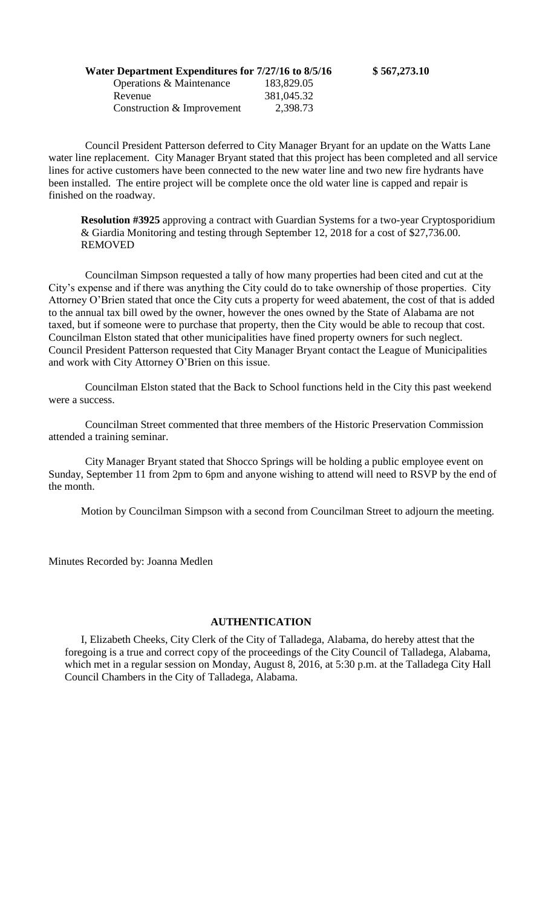| **Water Department Expenditures for 7/27/16 to 8/5/16** | | **$ 567,273.10** |
|---|---|---|
| Operations & Maintenance | 183,829.05 | |
| Revenue | 381,045.32 | |
| Construction & Improvement | 2,398.73 | |

Council President Patterson deferred to City Manager Bryant for an update on the Watts Lane water line replacement. City Manager Bryant stated that this project has been completed and all service lines for active customers have been connected to the new water line and two new fire hydrants have been installed. The entire project will be complete once the old water line is capped and repair is finished on the roadway.

**Resolution #3925** approving a contract with Guardian Systems for a two-year Cryptosporidium & Giardia Monitoring and testing through September 12, 2018 for a cost of $27,736.00. REMOVED

Councilman Simpson requested a tally of how many properties had been cited and cut at the City's expense and if there was anything the City could do to take ownership of those properties. City Attorney O'Brien stated that once the City cuts a property for weed abatement, the cost of that is added to the annual tax bill owed by the owner, however the ones owned by the State of Alabama are not taxed, but if someone were to purchase that property, then the City would be able to recoup that cost. Councilman Elston stated that other municipalities have fined property owners for such neglect. Council President Patterson requested that City Manager Bryant contact the League of Municipalities and work with City Attorney O'Brien on this issue.

Councilman Elston stated that the Back to School functions held in the City this past weekend were a success.

Councilman Street commented that three members of the Historic Preservation Commission attended a training seminar.

City Manager Bryant stated that Shocco Springs will be holding a public employee event on Sunday, September 11 from 2pm to 6pm and anyone wishing to attend will need to RSVP by the end of the month.

Motion by Councilman Simpson with a second from Councilman Street to adjourn the meeting.

Minutes Recorded by: Joanna Medlen

**AUTHENTICATION**

I, Elizabeth Cheeks, City Clerk of the City of Talladega, Alabama, do hereby attest that the foregoing is a true and correct copy of the proceedings of the City Council of Talladega, Alabama, which met in a regular session on Monday, August 8, 2016, at 5:30 p.m. at the Talladega City Hall Council Chambers in the City of Talladega, Alabama.